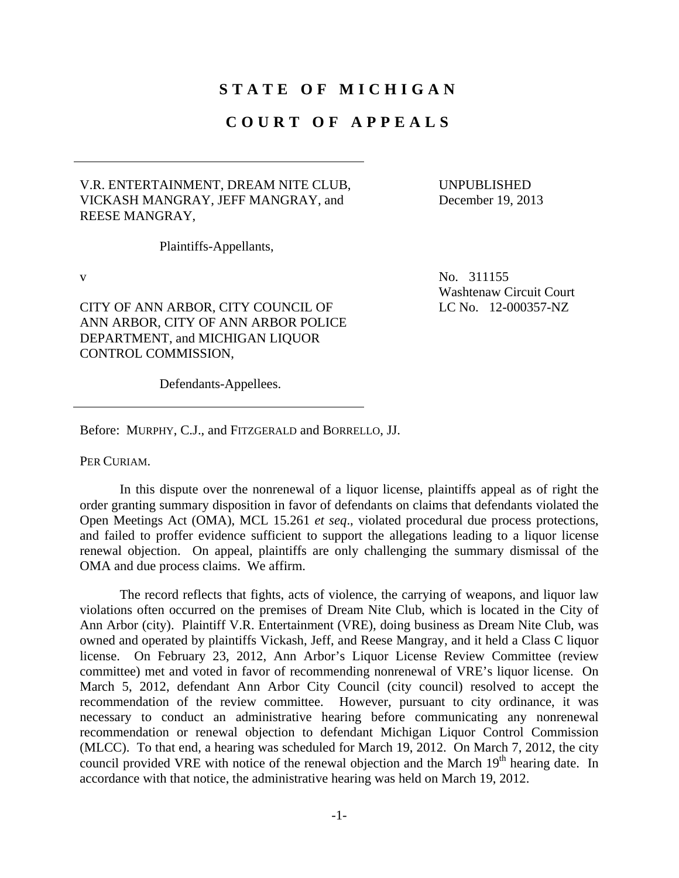# STATE OF MICHIGAN

# COURT OF APPEALS

V.R. ENTERTAINMENT, DREAM NITE CLUB, VICKASH MANGRAY, JEFF MANGRAY, and REESE MANGRAY,

Plaintiffs-Appellants,

v

CITY OF ANN ARBOR, CITY COUNCIL OF ANN ARBOR, CITY OF ANN ARBOR POLICE DEPARTMENT, and MICHIGAN LIQUOR CONTROL COMMISSION,

Defendants-Appellees.

UNPUBLISHED
December 19, 2013

No. 311155
Washtenaw Circuit Court
LC No. 12-000357-NZ

Before: MURPHY, C.J., and FITZGERALD and BORRELLO, JJ.

PER CURIAM.

In this dispute over the nonrenewal of a liquor license, plaintiffs appeal as of right the order granting summary disposition in favor of defendants on claims that defendants violated the Open Meetings Act (OMA), MCL 15.261 *et seq*., violated procedural due process protections, and failed to proffer evidence sufficient to support the allegations leading to a liquor license renewal objection. On appeal, plaintiffs are only challenging the summary dismissal of the OMA and due process claims. We affirm.

The record reflects that fights, acts of violence, the carrying of weapons, and liquor law violations often occurred on the premises of Dream Nite Club, which is located in the City of Ann Arbor (city). Plaintiff V.R. Entertainment (VRE), doing business as Dream Nite Club, was owned and operated by plaintiffs Vickash, Jeff, and Reese Mangray, and it held a Class C liquor license. On February 23, 2012, Ann Arbor's Liquor License Review Committee (review committee) met and voted in favor of recommending nonrenewal of VRE's liquor license. On March 5, 2012, defendant Ann Arbor City Council (city council) resolved to accept the recommendation of the review committee. However, pursuant to city ordinance, it was necessary to conduct an administrative hearing before communicating any nonrenewal recommendation or renewal objection to defendant Michigan Liquor Control Commission (MLCC). To that end, a hearing was scheduled for March 19, 2012. On March 7, 2012, the city council provided VRE with notice of the renewal objection and the March 19th hearing date. In accordance with that notice, the administrative hearing was held on March 19, 2012.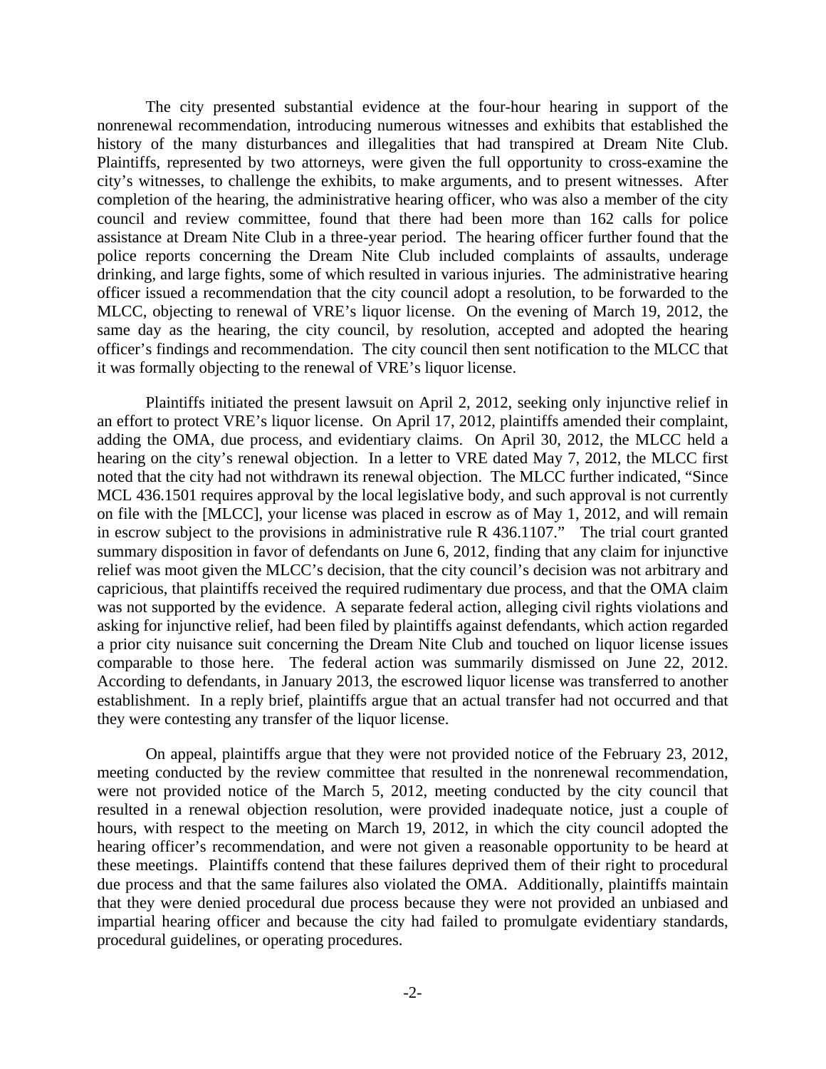The city presented substantial evidence at the four-hour hearing in support of the nonrenewal recommendation, introducing numerous witnesses and exhibits that established the history of the many disturbances and illegalities that had transpired at Dream Nite Club. Plaintiffs, represented by two attorneys, were given the full opportunity to cross-examine the city's witnesses, to challenge the exhibits, to make arguments, and to present witnesses. After completion of the hearing, the administrative hearing officer, who was also a member of the city council and review committee, found that there had been more than 162 calls for police assistance at Dream Nite Club in a three-year period. The hearing officer further found that the police reports concerning the Dream Nite Club included complaints of assaults, underage drinking, and large fights, some of which resulted in various injuries. The administrative hearing officer issued a recommendation that the city council adopt a resolution, to be forwarded to the MLCC, objecting to renewal of VRE's liquor license. On the evening of March 19, 2012, the same day as the hearing, the city council, by resolution, accepted and adopted the hearing officer's findings and recommendation. The city council then sent notification to the MLCC that it was formally objecting to the renewal of VRE's liquor license.

Plaintiffs initiated the present lawsuit on April 2, 2012, seeking only injunctive relief in an effort to protect VRE's liquor license. On April 17, 2012, plaintiffs amended their complaint, adding the OMA, due process, and evidentiary claims. On April 30, 2012, the MLCC held a hearing on the city's renewal objection. In a letter to VRE dated May 7, 2012, the MLCC first noted that the city had not withdrawn its renewal objection. The MLCC further indicated, "Since MCL 436.1501 requires approval by the local legislative body, and such approval is not currently on file with the [MLCC], your license was placed in escrow as of May 1, 2012, and will remain in escrow subject to the provisions in administrative rule R 436.1107." The trial court granted summary disposition in favor of defendants on June 6, 2012, finding that any claim for injunctive relief was moot given the MLCC's decision, that the city council's decision was not arbitrary and capricious, that plaintiffs received the required rudimentary due process, and that the OMA claim was not supported by the evidence. A separate federal action, alleging civil rights violations and asking for injunctive relief, had been filed by plaintiffs against defendants, which action regarded a prior city nuisance suit concerning the Dream Nite Club and touched on liquor license issues comparable to those here. The federal action was summarily dismissed on June 22, 2012. According to defendants, in January 2013, the escrowed liquor license was transferred to another establishment. In a reply brief, plaintiffs argue that an actual transfer had not occurred and that they were contesting any transfer of the liquor license.

On appeal, plaintiffs argue that they were not provided notice of the February 23, 2012, meeting conducted by the review committee that resulted in the nonrenewal recommendation, were not provided notice of the March 5, 2012, meeting conducted by the city council that resulted in a renewal objection resolution, were provided inadequate notice, just a couple of hours, with respect to the meeting on March 19, 2012, in which the city council adopted the hearing officer's recommendation, and were not given a reasonable opportunity to be heard at these meetings. Plaintiffs contend that these failures deprived them of their right to procedural due process and that the same failures also violated the OMA. Additionally, plaintiffs maintain that they were denied procedural due process because they were not provided an unbiased and impartial hearing officer and because the city had failed to promulgate evidentiary standards, procedural guidelines, or operating procedures.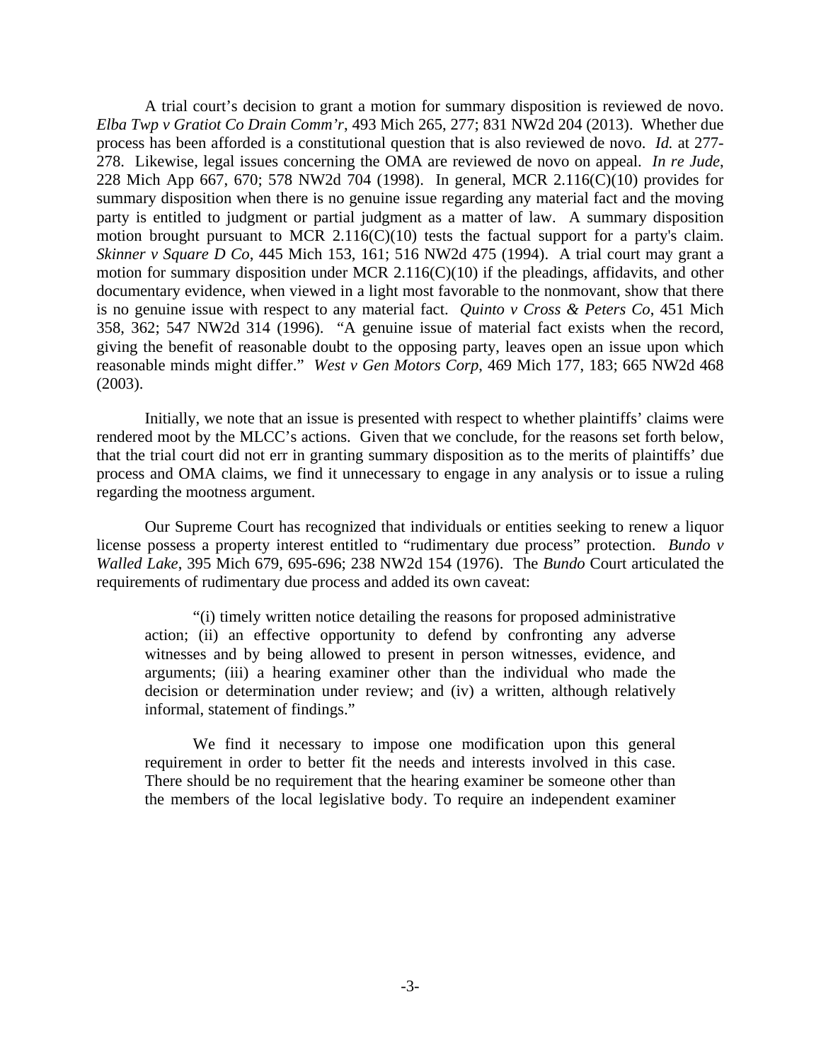A trial court's decision to grant a motion for summary disposition is reviewed de novo. *Elba Twp v Gratiot Co Drain Comm'r*, 493 Mich 265, 277; 831 NW2d 204 (2013). Whether due process has been afforded is a constitutional question that is also reviewed de novo. *Id.* at 277-278. Likewise, legal issues concerning the OMA are reviewed de novo on appeal. *In re Jude*, 228 Mich App 667, 670; 578 NW2d 704 (1998). In general, MCR 2.116(C)(10) provides for summary disposition when there is no genuine issue regarding any material fact and the moving party is entitled to judgment or partial judgment as a matter of law. A summary disposition motion brought pursuant to MCR 2.116(C)(10) tests the factual support for a party's claim. *Skinner v Square D Co*, 445 Mich 153, 161; 516 NW2d 475 (1994). A trial court may grant a motion for summary disposition under MCR 2.116(C)(10) if the pleadings, affidavits, and other documentary evidence, when viewed in a light most favorable to the nonmovant, show that there is no genuine issue with respect to any material fact. *Quinto v Cross & Peters Co*, 451 Mich 358, 362; 547 NW2d 314 (1996). "A genuine issue of material fact exists when the record, giving the benefit of reasonable doubt to the opposing party, leaves open an issue upon which reasonable minds might differ." *West v Gen Motors Corp*, 469 Mich 177, 183; 665 NW2d 468 (2003).

Initially, we note that an issue is presented with respect to whether plaintiffs' claims were rendered moot by the MLCC's actions. Given that we conclude, for the reasons set forth below, that the trial court did not err in granting summary disposition as to the merits of plaintiffs' due process and OMA claims, we find it unnecessary to engage in any analysis or to issue a ruling regarding the mootness argument.

Our Supreme Court has recognized that individuals or entities seeking to renew a liquor license possess a property interest entitled to "rudimentary due process" protection. *Bundo v Walled Lake*, 395 Mich 679, 695-696; 238 NW2d 154 (1976). The *Bundo* Court articulated the requirements of rudimentary due process and added its own caveat:

> "(i) timely written notice detailing the reasons for proposed administrative action; (ii) an effective opportunity to defend by confronting any adverse witnesses and by being allowed to present in person witnesses, evidence, and arguments; (iii) a hearing examiner other than the individual who made the decision or determination under review; and (iv) a written, although relatively informal, statement of findings."
>
> We find it necessary to impose one modification upon this general requirement in order to better fit the needs and interests involved in this case. There should be no requirement that the hearing examiner be someone other than the members of the local legislative body. To require an independent examiner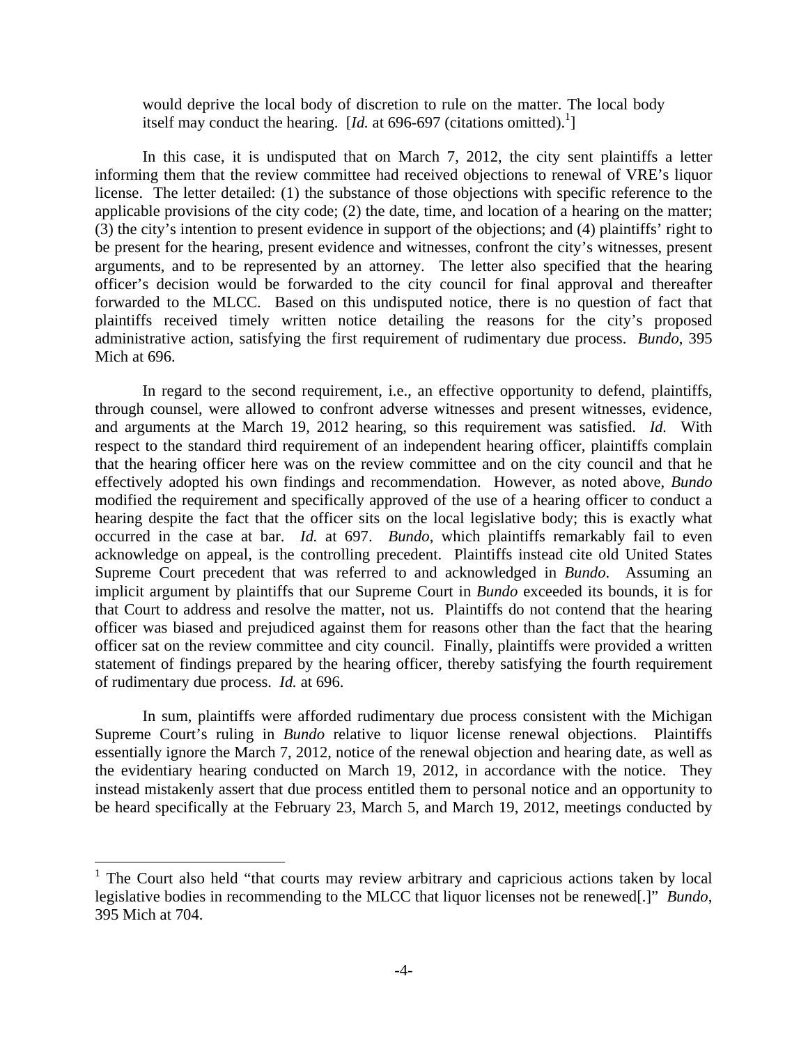> would deprive the local body of discretion to rule on the matter. The local body itself may conduct the hearing. [*Id.* at 696-697 (citations omitted).[1]]

In this case, it is undisputed that on March 7, 2012, the city sent plaintiffs a letter informing them that the review committee had received objections to renewal of VRE's liquor license. The letter detailed: (1) the substance of those objections with specific reference to the applicable provisions of the city code; (2) the date, time, and location of a hearing on the matter; (3) the city's intention to present evidence in support of the objections; and (4) plaintiffs' right to be present for the hearing, present evidence and witnesses, confront the city's witnesses, present arguments, and to be represented by an attorney. The letter also specified that the hearing officer's decision would be forwarded to the city council for final approval and thereafter forwarded to the MLCC. Based on this undisputed notice, there is no question of fact that plaintiffs received timely written notice detailing the reasons for the city's proposed administrative action, satisfying the first requirement of rudimentary due process. *Bundo*, 395 Mich at 696.

In regard to the second requirement, i.e., an effective opportunity to defend, plaintiffs, through counsel, were allowed to confront adverse witnesses and present witnesses, evidence, and arguments at the March 19, 2012 hearing, so this requirement was satisfied. *Id.* With respect to the standard third requirement of an independent hearing officer, plaintiffs complain that the hearing officer here was on the review committee and on the city council and that he effectively adopted his own findings and recommendation. However, as noted above, *Bundo* modified the requirement and specifically approved of the use of a hearing officer to conduct a hearing despite the fact that the officer sits on the local legislative body; this is exactly what occurred in the case at bar. *Id.* at 697. *Bundo*, which plaintiffs remarkably fail to even acknowledge on appeal, is the controlling precedent. Plaintiffs instead cite old United States Supreme Court precedent that was referred to and acknowledged in *Bundo*. Assuming an implicit argument by plaintiffs that our Supreme Court in *Bundo* exceeded its bounds, it is for that Court to address and resolve the matter, not us. Plaintiffs do not contend that the hearing officer was biased and prejudiced against them for reasons other than the fact that the hearing officer sat on the review committee and city council. Finally, plaintiffs were provided a written statement of findings prepared by the hearing officer, thereby satisfying the fourth requirement of rudimentary due process. *Id.* at 696.

In sum, plaintiffs were afforded rudimentary due process consistent with the Michigan Supreme Court's ruling in *Bundo* relative to liquor license renewal objections. Plaintiffs essentially ignore the March 7, 2012, notice of the renewal objection and hearing date, as well as the evidentiary hearing conducted on March 19, 2012, in accordance with the notice. They instead mistakenly assert that due process entitled them to personal notice and an opportunity to be heard specifically at the February 23, March 5, and March 19, 2012, meetings conducted by

---

[1] The Court also held "that courts may review arbitrary and capricious actions taken by local legislative bodies in recommending to the MLCC that liquor licenses not be renewed[.]" *Bundo*, 395 Mich at 704.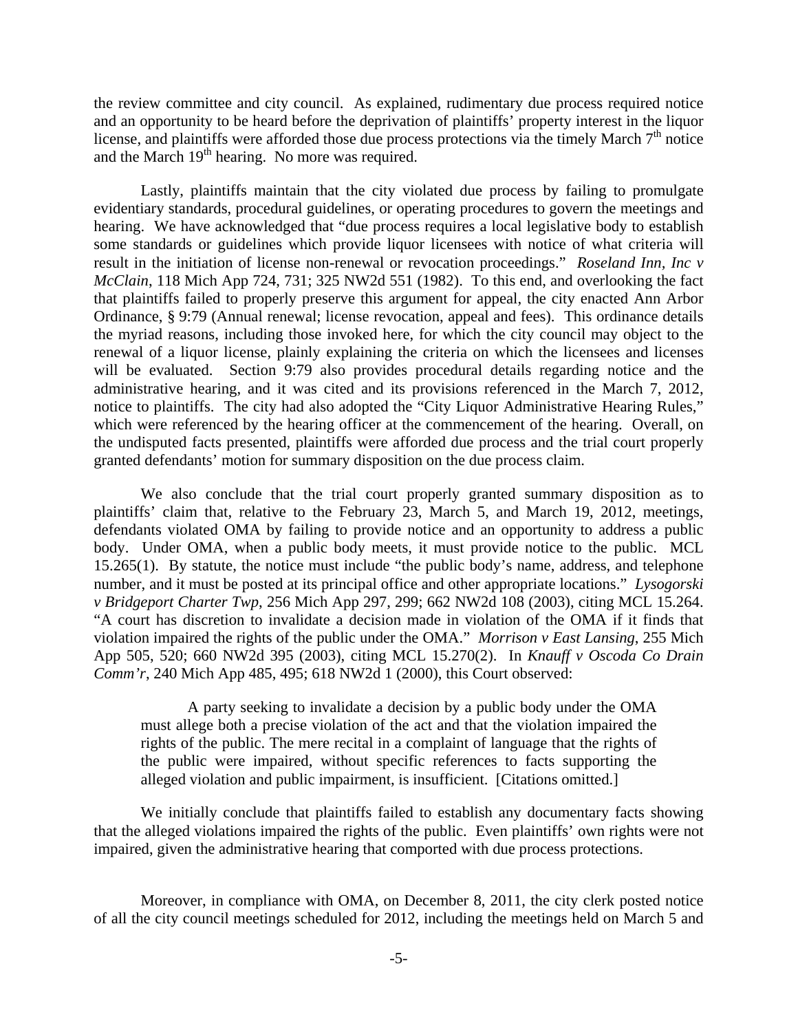the review committee and city council. As explained, rudimentary due process required notice and an opportunity to be heard before the deprivation of plaintiffs' property interest in the liquor license, and plaintiffs were afforded those due process protections via the timely March 7th notice and the March 19th hearing. No more was required.

Lastly, plaintiffs maintain that the city violated due process by failing to promulgate evidentiary standards, procedural guidelines, or operating procedures to govern the meetings and hearing. We have acknowledged that "due process requires a local legislative body to establish some standards or guidelines which provide liquor licensees with notice of what criteria will result in the initiation of license non-renewal or revocation proceedings." *Roseland Inn, Inc v McClain*, 118 Mich App 724, 731; 325 NW2d 551 (1982). To this end, and overlooking the fact that plaintiffs failed to properly preserve this argument for appeal, the city enacted Ann Arbor Ordinance, § 9:79 (Annual renewal; license revocation, appeal and fees). This ordinance details the myriad reasons, including those invoked here, for which the city council may object to the renewal of a liquor license, plainly explaining the criteria on which the licensees and licenses will be evaluated. Section 9:79 also provides procedural details regarding notice and the administrative hearing, and it was cited and its provisions referenced in the March 7, 2012, notice to plaintiffs. The city had also adopted the "City Liquor Administrative Hearing Rules," which were referenced by the hearing officer at the commencement of the hearing. Overall, on the undisputed facts presented, plaintiffs were afforded due process and the trial court properly granted defendants' motion for summary disposition on the due process claim.

We also conclude that the trial court properly granted summary disposition as to plaintiffs' claim that, relative to the February 23, March 5, and March 19, 2012, meetings, defendants violated OMA by failing to provide notice and an opportunity to address a public body. Under OMA, when a public body meets, it must provide notice to the public. MCL 15.265(1). By statute, the notice must include "the public body's name, address, and telephone number, and it must be posted at its principal office and other appropriate locations." *Lysogorski v Bridgeport Charter Twp*, 256 Mich App 297, 299; 662 NW2d 108 (2003), citing MCL 15.264. "A court has discretion to invalidate a decision made in violation of the OMA if it finds that violation impaired the rights of the public under the OMA." *Morrison v East Lansing*, 255 Mich App 505, 520; 660 NW2d 395 (2003), citing MCL 15.270(2). In *Knauff v Oscoda Co Drain Comm'r*, 240 Mich App 485, 495; 618 NW2d 1 (2000), this Court observed:

> A party seeking to invalidate a decision by a public body under the OMA must allege both a precise violation of the act and that the violation impaired the rights of the public. The mere recital in a complaint of language that the rights of the public were impaired, without specific references to facts supporting the alleged violation and public impairment, is insufficient. [Citations omitted.]

We initially conclude that plaintiffs failed to establish any documentary facts showing that the alleged violations impaired the rights of the public. Even plaintiffs' own rights were not impaired, given the administrative hearing that comported with due process protections.

Moreover, in compliance with OMA, on December 8, 2011, the city clerk posted notice of all the city council meetings scheduled for 2012, including the meetings held on March 5 and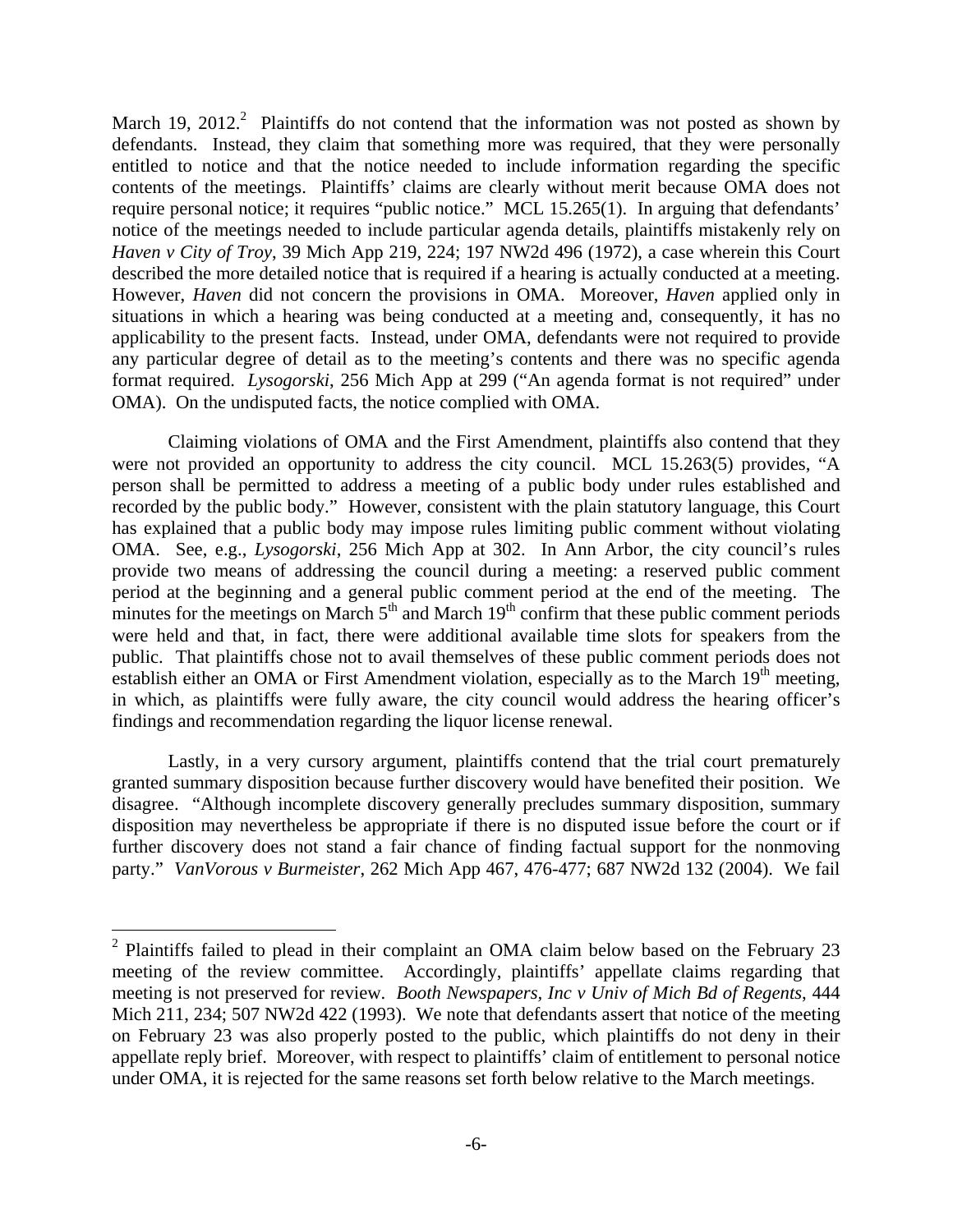March 19, 2012.[2] Plaintiffs do not contend that the information was not posted as shown by defendants. Instead, they claim that something more was required, that they were personally entitled to notice and that the notice needed to include information regarding the specific contents of the meetings. Plaintiffs' claims are clearly without merit because OMA does not require personal notice; it requires "public notice." MCL 15.265(1). In arguing that defendants' notice of the meetings needed to include particular agenda details, plaintiffs mistakenly rely on *Haven v City of Troy*, 39 Mich App 219, 224; 197 NW2d 496 (1972), a case wherein this Court described the more detailed notice that is required if a hearing is actually conducted at a meeting. However, *Haven* did not concern the provisions in OMA. Moreover, *Haven* applied only in situations in which a hearing was being conducted at a meeting and, consequently, it has no applicability to the present facts. Instead, under OMA, defendants were not required to provide any particular degree of detail as to the meeting's contents and there was no specific agenda format required. *Lysogorski*, 256 Mich App at 299 ("An agenda format is not required" under OMA). On the undisputed facts, the notice complied with OMA.

Claiming violations of OMA and the First Amendment, plaintiffs also contend that they were not provided an opportunity to address the city council. MCL 15.263(5) provides, "A person shall be permitted to address a meeting of a public body under rules established and recorded by the public body." However, consistent with the plain statutory language, this Court has explained that a public body may impose rules limiting public comment without violating OMA. See, e.g., *Lysogorski*, 256 Mich App at 302. In Ann Arbor, the city council's rules provide two means of addressing the council during a meeting: a reserved public comment period at the beginning and a general public comment period at the end of the meeting. The minutes for the meetings on March 5th and March 19th confirm that these public comment periods were held and that, in fact, there were additional available time slots for speakers from the public. That plaintiffs chose not to avail themselves of these public comment periods does not establish either an OMA or First Amendment violation, especially as to the March 19th meeting, in which, as plaintiffs were fully aware, the city council would address the hearing officer's findings and recommendation regarding the liquor license renewal.

Lastly, in a very cursory argument, plaintiffs contend that the trial court prematurely granted summary disposition because further discovery would have benefited their position. We disagree. "Although incomplete discovery generally precludes summary disposition, summary disposition may nevertheless be appropriate if there is no disputed issue before the court or if further discovery does not stand a fair chance of finding factual support for the nonmoving party." *VanVorous v Burmeister*, 262 Mich App 467, 476-477; 687 NW2d 132 (2004). We fail

---

[2] Plaintiffs failed to plead in their complaint an OMA claim below based on the February 23 meeting of the review committee. Accordingly, plaintiffs' appellate claims regarding that meeting is not preserved for review. *Booth Newspapers, Inc v Univ of Mich Bd of Regents*, 444 Mich 211, 234; 507 NW2d 422 (1993). We note that defendants assert that notice of the meeting on February 23 was also properly posted to the public, which plaintiffs do not deny in their appellate reply brief. Moreover, with respect to plaintiffs' claim of entitlement to personal notice under OMA, it is rejected for the same reasons set forth below relative to the March meetings.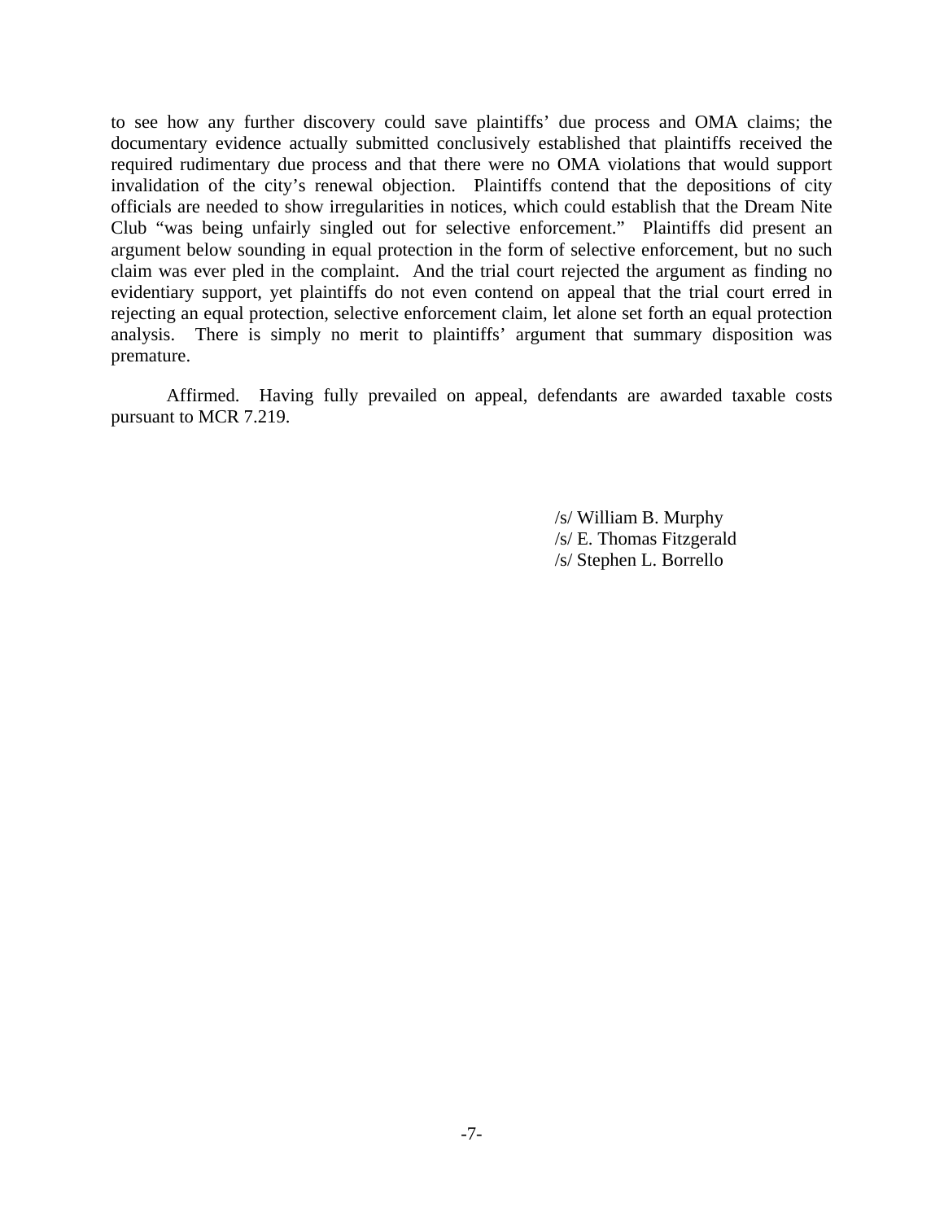to see how any further discovery could save plaintiffs' due process and OMA claims; the documentary evidence actually submitted conclusively established that plaintiffs received the required rudimentary due process and that there were no OMA violations that would support invalidation of the city's renewal objection. Plaintiffs contend that the depositions of city officials are needed to show irregularities in notices, which could establish that the Dream Nite Club "was being unfairly singled out for selective enforcement." Plaintiffs did present an argument below sounding in equal protection in the form of selective enforcement, but no such claim was ever pled in the complaint. And the trial court rejected the argument as finding no evidentiary support, yet plaintiffs do not even contend on appeal that the trial court erred in rejecting an equal protection, selective enforcement claim, let alone set forth an equal protection analysis. There is simply no merit to plaintiffs' argument that summary disposition was premature.

Affirmed. Having fully prevailed on appeal, defendants are awarded taxable costs pursuant to MCR 7.219.

/s/ William B. Murphy
/s/ E. Thomas Fitzgerald
/s/ Stephen L. Borrello